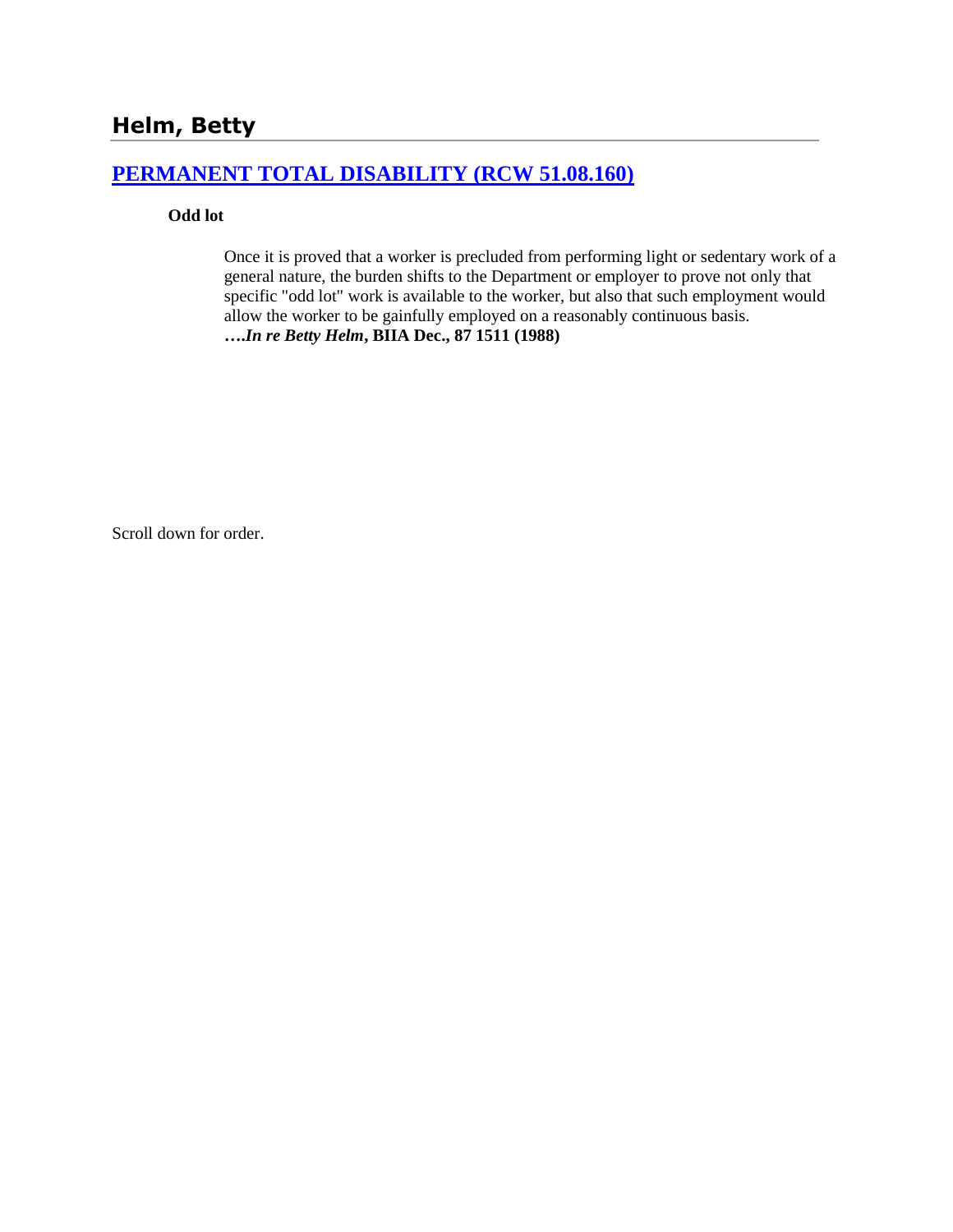## Helm, Betty

### [PERMANENT TOTAL DISABILITY (RCW 51.08.160)]

**Odd lot**

> Once it is proved that a worker is precluded from performing light or sedentary work of a general nature, the burden shifts to the Department or employer to prove not only that specific "odd lot" work is available to the worker, but also that such employment would allow the worker to be gainfully employed on a reasonably continuous basis.
> ***….In re Betty Helm*, BIIA Dec., 87 1511 (1988)**

Scroll down for order.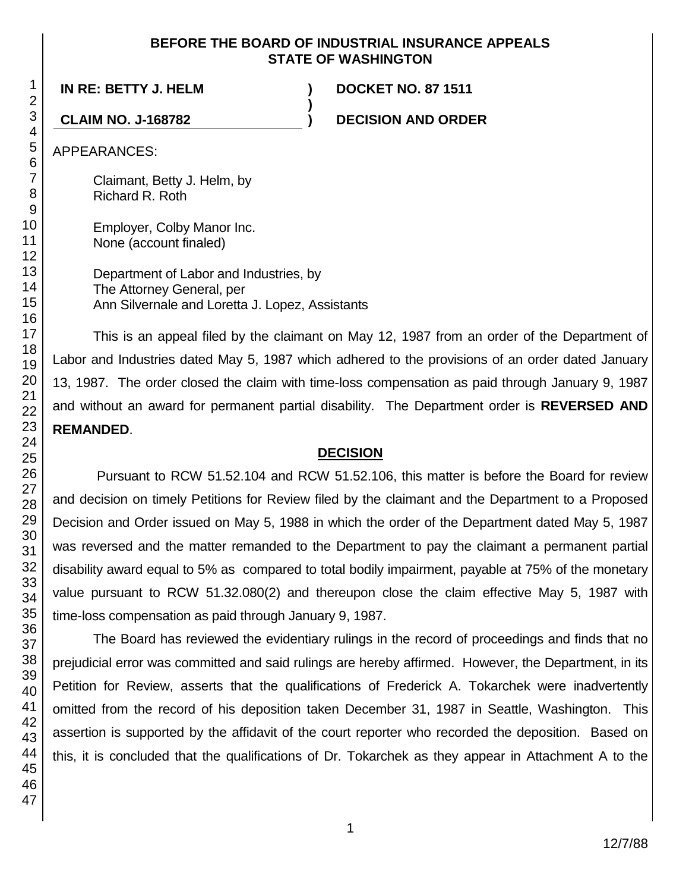**BEFORE THE BOARD OF INDUSTRIAL INSURANCE APPEALS STATE OF WASHINGTON**

**IN RE: BETTY J. HELM** ) **DOCKET NO. 87 1511**
)
**CLAIM NO. J-168782** ) **DECISION AND ORDER**

APPEARANCES:

Claimant, Betty J. Helm, by
Richard R. Roth

Employer, Colby Manor Inc.
None (account finaled)

Department of Labor and Industries, by
The Attorney General, per
Ann Silvernale and Loretta J. Lopez, Assistants

This is an appeal filed by the claimant on May 12, 1987 from an order of the Department of Labor and Industries dated May 5, 1987 which adhered to the provisions of an order dated January 13, 1987. The order closed the claim with time-loss compensation as paid through January 9, 1987 and without an award for permanent partial disability. The Department order is **REVERSED AND REMANDED**.

## DECISION

Pursuant to RCW 51.52.104 and RCW 51.52.106, this matter is before the Board for review and decision on timely Petitions for Review filed by the claimant and the Department to a Proposed Decision and Order issued on May 5, 1988 in which the order of the Department dated May 5, 1987 was reversed and the matter remanded to the Department to pay the claimant a permanent partial disability award equal to 5% as compared to total bodily impairment, payable at 75% of the monetary value pursuant to RCW 51.32.080(2) and thereupon close the claim effective May 5, 1987 with time-loss compensation as paid through January 9, 1987.

The Board has reviewed the evidentiary rulings in the record of proceedings and finds that no prejudicial error was committed and said rulings are hereby affirmed. However, the Department, in its Petition for Review, asserts that the qualifications of Frederick A. Tokarchek were inadvertently omitted from the record of his deposition taken December 31, 1987 in Seattle, Washington. This assertion is supported by the affidavit of the court reporter who recorded the deposition. Based on this, it is concluded that the qualifications of Dr. Tokarchek as they appear in Attachment A to the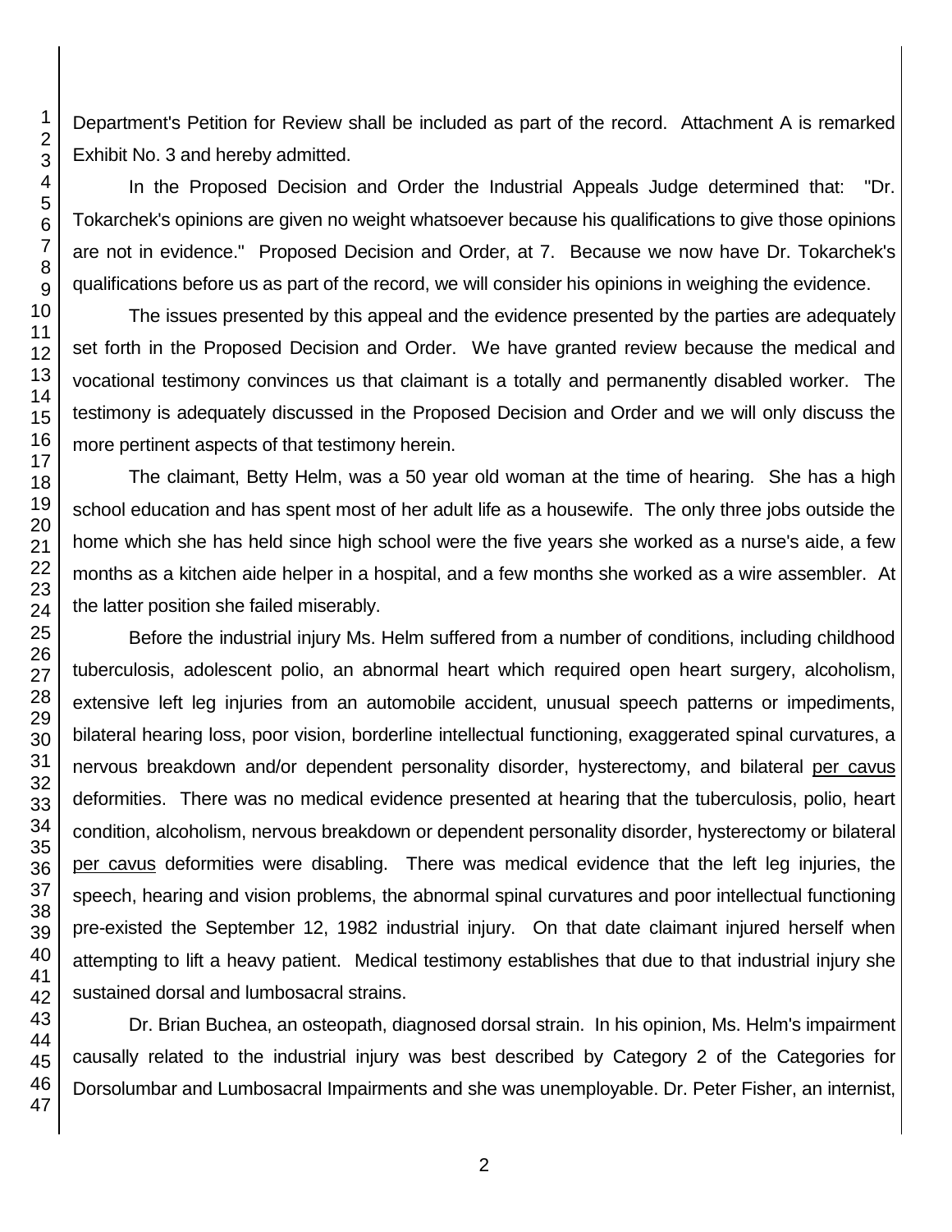Department's Petition for Review shall be included as part of the record. Attachment A is remarked Exhibit No. 3 and hereby admitted.

In the Proposed Decision and Order the Industrial Appeals Judge determined that: "Dr. Tokarchek's opinions are given no weight whatsoever because his qualifications to give those opinions are not in evidence." Proposed Decision and Order, at 7. Because we now have Dr. Tokarchek's qualifications before us as part of the record, we will consider his opinions in weighing the evidence.

The issues presented by this appeal and the evidence presented by the parties are adequately set forth in the Proposed Decision and Order. We have granted review because the medical and vocational testimony convinces us that claimant is a totally and permanently disabled worker. The testimony is adequately discussed in the Proposed Decision and Order and we will only discuss the more pertinent aspects of that testimony herein.

The claimant, Betty Helm, was a 50 year old woman at the time of hearing. She has a high school education and has spent most of her adult life as a housewife. The only three jobs outside the home which she has held since high school were the five years she worked as a nurse's aide, a few months as a kitchen aide helper in a hospital, and a few months she worked as a wire assembler. At the latter position she failed miserably.

Before the industrial injury Ms. Helm suffered from a number of conditions, including childhood tuberculosis, adolescent polio, an abnormal heart which required open heart surgery, alcoholism, extensive left leg injuries from an automobile accident, unusual speech patterns or impediments, bilateral hearing loss, poor vision, borderline intellectual functioning, exaggerated spinal curvatures, a nervous breakdown and/or dependent personality disorder, hysterectomy, and bilateral per cavus deformities. There was no medical evidence presented at hearing that the tuberculosis, polio, heart condition, alcoholism, nervous breakdown or dependent personality disorder, hysterectomy or bilateral per cavus deformities were disabling. There was medical evidence that the left leg injuries, the speech, hearing and vision problems, the abnormal spinal curvatures and poor intellectual functioning pre-existed the September 12, 1982 industrial injury. On that date claimant injured herself when attempting to lift a heavy patient. Medical testimony establishes that due to that industrial injury she sustained dorsal and lumbosacral strains.

Dr. Brian Buchea, an osteopath, diagnosed dorsal strain. In his opinion, Ms. Helm's impairment causally related to the industrial injury was best described by Category 2 of the Categories for Dorsolumbar and Lumbosacral Impairments and she was unemployable. Dr. Peter Fisher, an internist,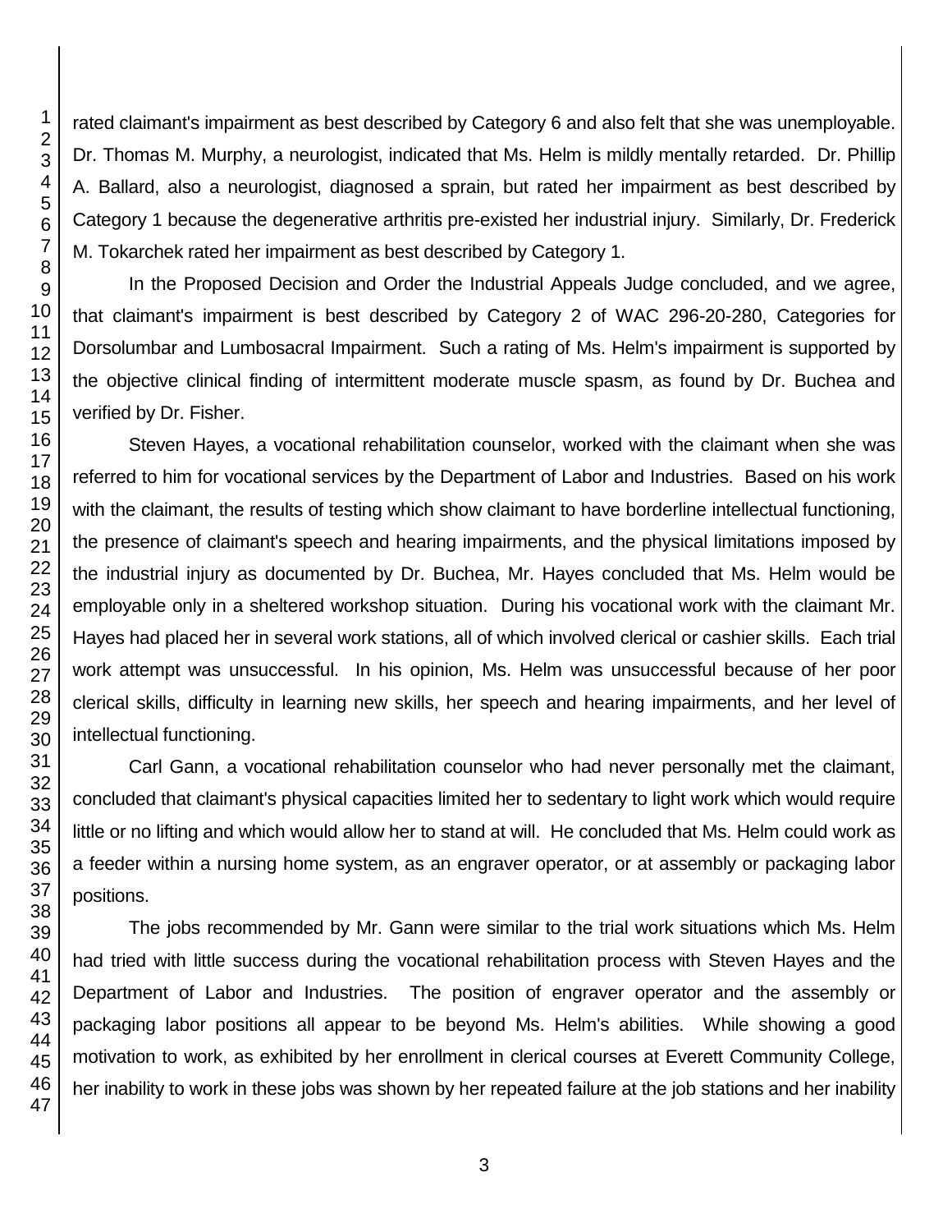rated claimant's impairment as best described by Category 6 and also felt that she was unemployable. Dr. Thomas M. Murphy, a neurologist, indicated that Ms. Helm is mildly mentally retarded. Dr. Phillip A. Ballard, also a neurologist, diagnosed a sprain, but rated her impairment as best described by Category 1 because the degenerative arthritis pre-existed her industrial injury. Similarly, Dr. Frederick M. Tokarchek rated her impairment as best described by Category 1.

In the Proposed Decision and Order the Industrial Appeals Judge concluded, and we agree, that claimant's impairment is best described by Category 2 of WAC 296-20-280, Categories for Dorsolumbar and Lumbosacral Impairment. Such a rating of Ms. Helm's impairment is supported by the objective clinical finding of intermittent moderate muscle spasm, as found by Dr. Buchea and verified by Dr. Fisher.

Steven Hayes, a vocational rehabilitation counselor, worked with the claimant when she was referred to him for vocational services by the Department of Labor and Industries. Based on his work with the claimant, the results of testing which show claimant to have borderline intellectual functioning, the presence of claimant's speech and hearing impairments, and the physical limitations imposed by the industrial injury as documented by Dr. Buchea, Mr. Hayes concluded that Ms. Helm would be employable only in a sheltered workshop situation. During his vocational work with the claimant Mr. Hayes had placed her in several work stations, all of which involved clerical or cashier skills. Each trial work attempt was unsuccessful. In his opinion, Ms. Helm was unsuccessful because of her poor clerical skills, difficulty in learning new skills, her speech and hearing impairments, and her level of intellectual functioning.

Carl Gann, a vocational rehabilitation counselor who had never personally met the claimant, concluded that claimant's physical capacities limited her to sedentary to light work which would require little or no lifting and which would allow her to stand at will. He concluded that Ms. Helm could work as a feeder within a nursing home system, as an engraver operator, or at assembly or packaging labor positions.

The jobs recommended by Mr. Gann were similar to the trial work situations which Ms. Helm had tried with little success during the vocational rehabilitation process with Steven Hayes and the Department of Labor and Industries. The position of engraver operator and the assembly or packaging labor positions all appear to be beyond Ms. Helm's abilities. While showing a good motivation to work, as exhibited by her enrollment in clerical courses at Everett Community College, her inability to work in these jobs was shown by her repeated failure at the job stations and her inability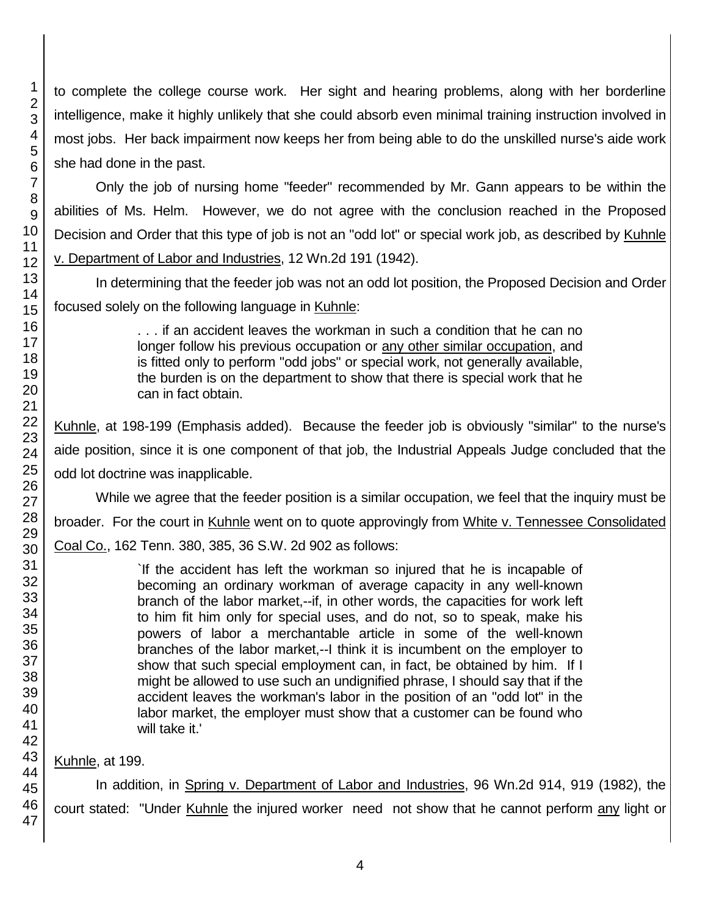to complete the college course work. Her sight and hearing problems, along with her borderline intelligence, make it highly unlikely that she could absorb even minimal training instruction involved in most jobs. Her back impairment now keeps her from being able to do the unskilled nurse's aide work she had done in the past.

Only the job of nursing home "feeder" recommended by Mr. Gann appears to be within the abilities of Ms. Helm. However, we do not agree with the conclusion reached in the Proposed Decision and Order that this type of job is not an "odd lot" or special work job, as described by Kuhnle v. Department of Labor and Industries, 12 Wn.2d 191 (1942).

In determining that the feeder job was not an odd lot position, the Proposed Decision and Order focused solely on the following language in Kuhnle:

> . . . if an accident leaves the workman in such a condition that he can no longer follow his previous occupation or any other similar occupation, and is fitted only to perform "odd jobs" or special work, not generally available, the burden is on the department to show that there is special work that he can in fact obtain.

Kuhnle, at 198-199 (Emphasis added). Because the feeder job is obviously "similar" to the nurse's aide position, since it is one component of that job, the Industrial Appeals Judge concluded that the odd lot doctrine was inapplicable.

While we agree that the feeder position is a similar occupation, we feel that the inquiry must be broader. For the court in Kuhnle went on to quote approvingly from White v. Tennessee Consolidated Coal Co., 162 Tenn. 380, 385, 36 S.W. 2d 902 as follows:

> `If the accident has left the workman so injured that he is incapable of becoming an ordinary workman of average capacity in any well-known branch of the labor market,--if, in other words, the capacities for work left to him fit him only for special uses, and do not, so to speak, make his powers of labor a merchantable article in some of the well-known branches of the labor market,--I think it is incumbent on the employer to show that such special employment can, in fact, be obtained by him. If I might be allowed to use such an undignified phrase, I should say that if the accident leaves the workman's labor in the position of an "odd lot" in the labor market, the employer must show that a customer can be found who will take it.'

Kuhnle, at 199.

In addition, in Spring v. Department of Labor and Industries, 96 Wn.2d 914, 919 (1982), the court stated: "Under Kuhnle the injured worker need not show that he cannot perform any light or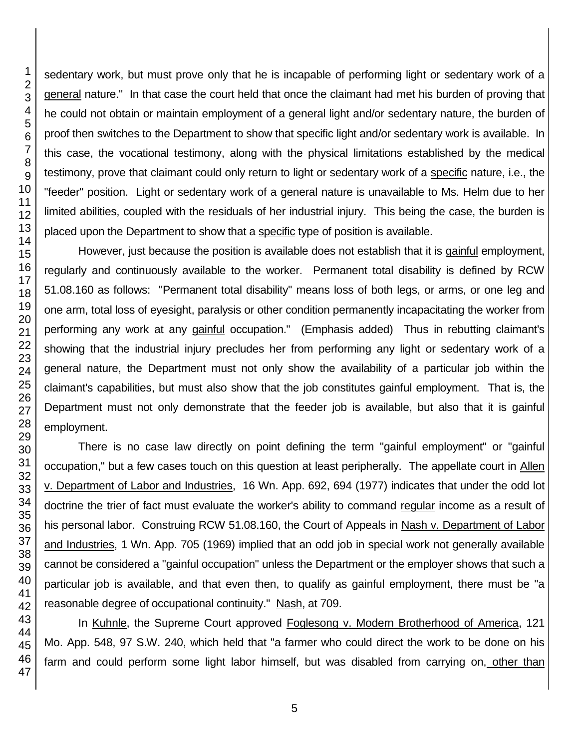sedentary work, but must prove only that he is incapable of performing light or sedentary work of a general nature." In that case the court held that once the claimant had met his burden of proving that he could not obtain or maintain employment of a general light and/or sedentary nature, the burden of proof then switches to the Department to show that specific light and/or sedentary work is available. In this case, the vocational testimony, along with the physical limitations established by the medical testimony, prove that claimant could only return to light or sedentary work of a specific nature, i.e., the "feeder" position. Light or sedentary work of a general nature is unavailable to Ms. Helm due to her limited abilities, coupled with the residuals of her industrial injury. This being the case, the burden is placed upon the Department to show that a specific type of position is available.

However, just because the position is available does not establish that it is gainful employment, regularly and continuously available to the worker. Permanent total disability is defined by RCW 51.08.160 as follows: "Permanent total disability" means loss of both legs, or arms, or one leg and one arm, total loss of eyesight, paralysis or other condition permanently incapacitating the worker from performing any work at any gainful occupation." (Emphasis added) Thus in rebutting claimant's showing that the industrial injury precludes her from performing any light or sedentary work of a general nature, the Department must not only show the availability of a particular job within the claimant's capabilities, but must also show that the job constitutes gainful employment. That is, the Department must not only demonstrate that the feeder job is available, but also that it is gainful employment.

There is no case law directly on point defining the term "gainful employment" or "gainful occupation," but a few cases touch on this question at least peripherally. The appellate court in Allen v. Department of Labor and Industries, 16 Wn. App. 692, 694 (1977) indicates that under the odd lot doctrine the trier of fact must evaluate the worker's ability to command regular income as a result of his personal labor. Construing RCW 51.08.160, the Court of Appeals in Nash v. Department of Labor and Industries, 1 Wn. App. 705 (1969) implied that an odd job in special work not generally available cannot be considered a "gainful occupation" unless the Department or the employer shows that such a particular job is available, and that even then, to qualify as gainful employment, there must be "a reasonable degree of occupational continuity." Nash, at 709.

In Kuhnle, the Supreme Court approved Foglesong v. Modern Brotherhood of America, 121 Mo. App. 548, 97 S.W. 240, which held that "a farmer who could direct the work to be done on his farm and could perform some light labor himself, but was disabled from carrying on, other than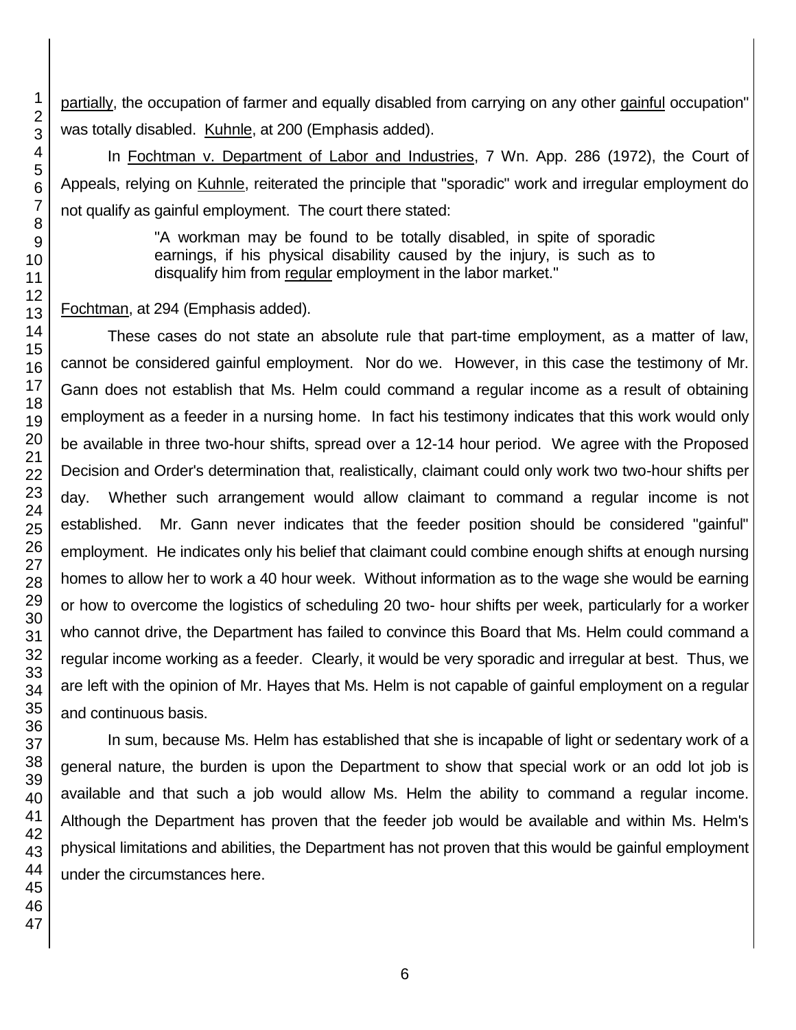partially, the occupation of farmer and equally disabled from carrying on any other gainful occupation" was totally disabled. Kuhnle, at 200 (Emphasis added).

In Fochtman v. Department of Labor and Industries, 7 Wn. App. 286 (1972), the Court of Appeals, relying on Kuhnle, reiterated the principle that "sporadic" work and irregular employment do not qualify as gainful employment. The court there stated:

> "A workman may be found to be totally disabled, in spite of sporadic earnings, if his physical disability caused by the injury, is such as to disqualify him from regular employment in the labor market."

Fochtman, at 294 (Emphasis added).

These cases do not state an absolute rule that part-time employment, as a matter of law, cannot be considered gainful employment. Nor do we. However, in this case the testimony of Mr. Gann does not establish that Ms. Helm could command a regular income as a result of obtaining employment as a feeder in a nursing home. In fact his testimony indicates that this work would only be available in three two-hour shifts, spread over a 12-14 hour period. We agree with the Proposed Decision and Order's determination that, realistically, claimant could only work two two-hour shifts per day. Whether such arrangement would allow claimant to command a regular income is not established. Mr. Gann never indicates that the feeder position should be considered "gainful" employment. He indicates only his belief that claimant could combine enough shifts at enough nursing homes to allow her to work a 40 hour week. Without information as to the wage she would be earning or how to overcome the logistics of scheduling 20 two- hour shifts per week, particularly for a worker who cannot drive, the Department has failed to convince this Board that Ms. Helm could command a regular income working as a feeder. Clearly, it would be very sporadic and irregular at best. Thus, we are left with the opinion of Mr. Hayes that Ms. Helm is not capable of gainful employment on a regular and continuous basis.

In sum, because Ms. Helm has established that she is incapable of light or sedentary work of a general nature, the burden is upon the Department to show that special work or an odd lot job is available and that such a job would allow Ms. Helm the ability to command a regular income. Although the Department has proven that the feeder job would be available and within Ms. Helm's physical limitations and abilities, the Department has not proven that this would be gainful employment under the circumstances here.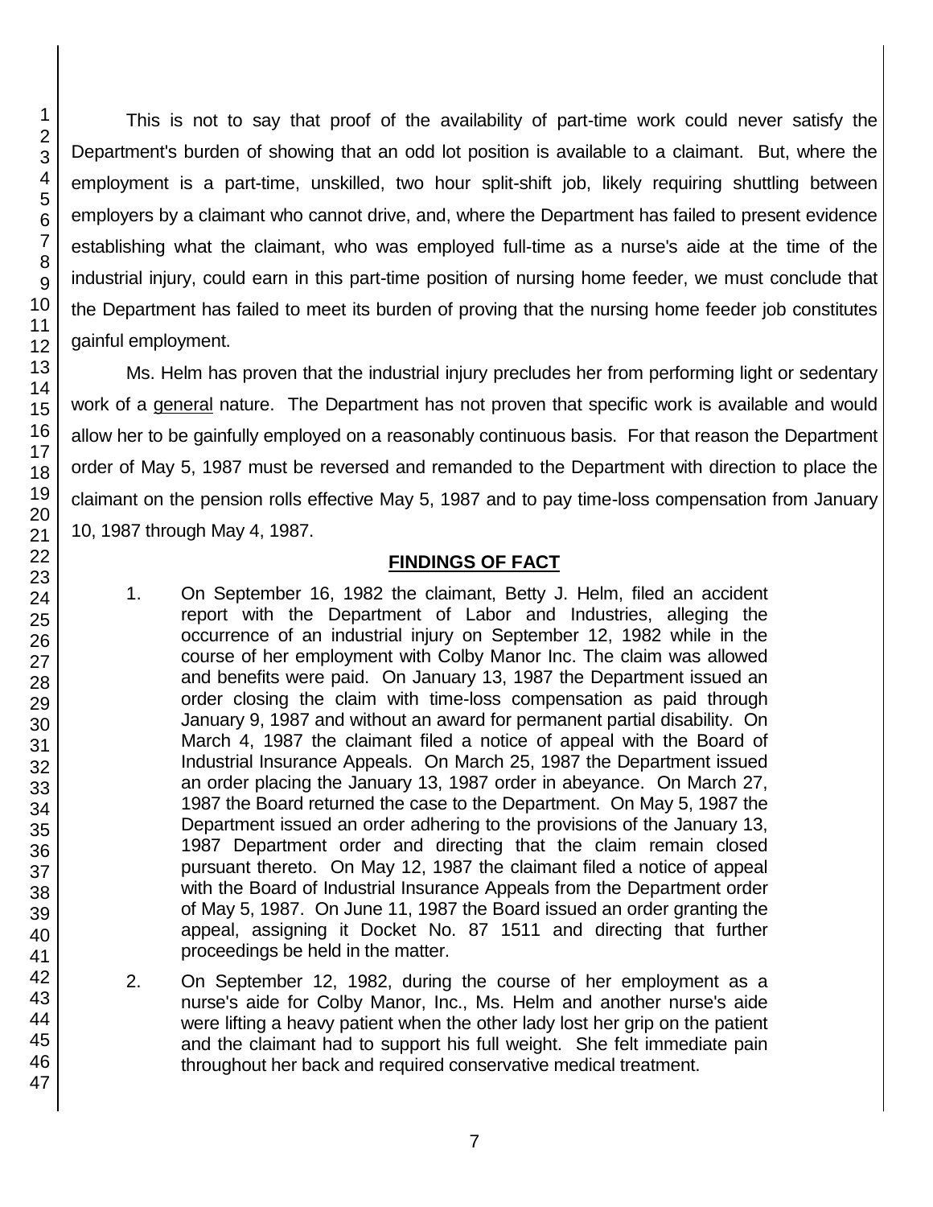This is not to say that proof of the availability of part-time work could never satisfy the Department's burden of showing that an odd lot position is available to a claimant. But, where the employment is a part-time, unskilled, two hour split-shift job, likely requiring shuttling between employers by a claimant who cannot drive, and, where the Department has failed to present evidence establishing what the claimant, who was employed full-time as a nurse's aide at the time of the industrial injury, could earn in this part-time position of nursing home feeder, we must conclude that the Department has failed to meet its burden of proving that the nursing home feeder job constitutes gainful employment.

Ms. Helm has proven that the industrial injury precludes her from performing light or sedentary work of a general nature. The Department has not proven that specific work is available and would allow her to be gainfully employed on a reasonably continuous basis. For that reason the Department order of May 5, 1987 must be reversed and remanded to the Department with direction to place the claimant on the pension rolls effective May 5, 1987 and to pay time-loss compensation from January 10, 1987 through May 4, 1987.

## FINDINGS OF FACT

1. On September 16, 1982 the claimant, Betty J. Helm, filed an accident report with the Department of Labor and Industries, alleging the occurrence of an industrial injury on September 12, 1982 while in the course of her employment with Colby Manor Inc. The claim was allowed and benefits were paid. On January 13, 1987 the Department issued an order closing the claim with time-loss compensation as paid through January 9, 1987 and without an award for permanent partial disability. On March 4, 1987 the claimant filed a notice of appeal with the Board of Industrial Insurance Appeals. On March 25, 1987 the Department issued an order placing the January 13, 1987 order in abeyance. On March 27, 1987 the Board returned the case to the Department. On May 5, 1987 the Department issued an order adhering to the provisions of the January 13, 1987 Department order and directing that the claim remain closed pursuant thereto. On May 12, 1987 the claimant filed a notice of appeal with the Board of Industrial Insurance Appeals from the Department order of May 5, 1987. On June 11, 1987 the Board issued an order granting the appeal, assigning it Docket No. 87 1511 and directing that further proceedings be held in the matter.

2. On September 12, 1982, during the course of her employment as a nurse's aide for Colby Manor, Inc., Ms. Helm and another nurse's aide were lifting a heavy patient when the other lady lost her grip on the patient and the claimant had to support his full weight. She felt immediate pain throughout her back and required conservative medical treatment.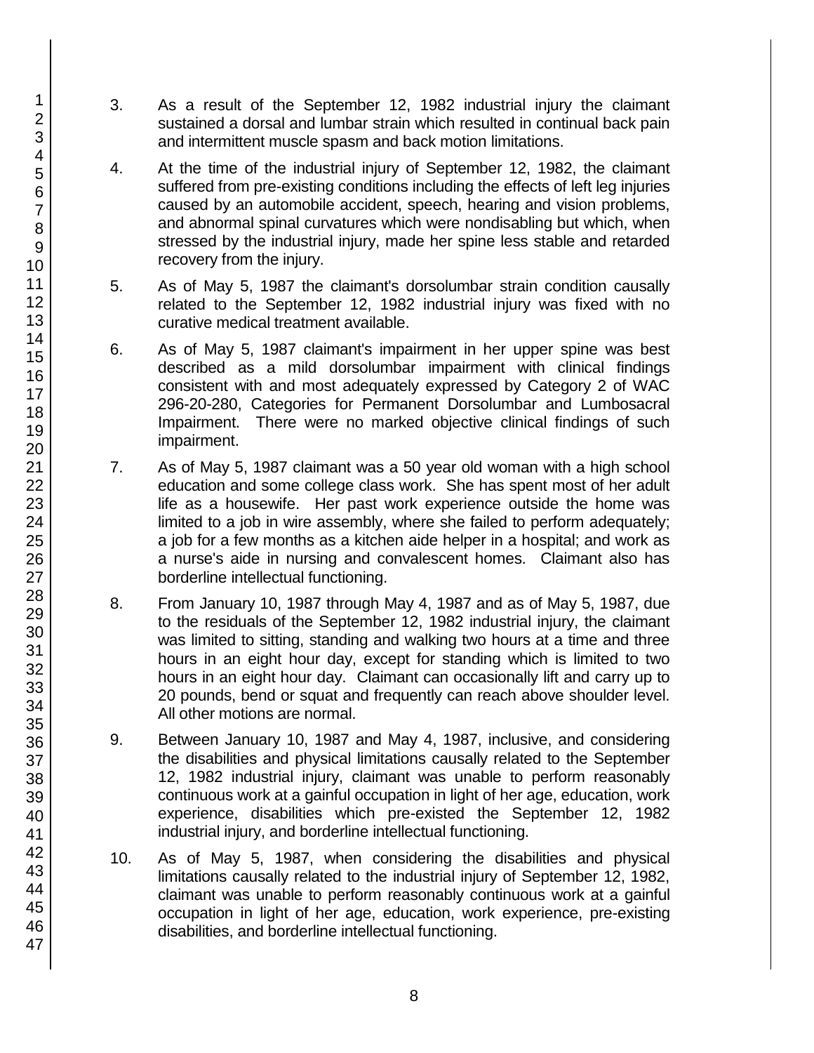3. As a result of the September 12, 1982 industrial injury the claimant sustained a dorsal and lumbar strain which resulted in continual back pain and intermittent muscle spasm and back motion limitations.

4. At the time of the industrial injury of September 12, 1982, the claimant suffered from pre-existing conditions including the effects of left leg injuries caused by an automobile accident, speech, hearing and vision problems, and abnormal spinal curvatures which were nondisabling but which, when stressed by the industrial injury, made her spine less stable and retarded recovery from the injury.

5. As of May 5, 1987 the claimant's dorsolumbar strain condition causally related to the September 12, 1982 industrial injury was fixed with no curative medical treatment available.

6. As of May 5, 1987 claimant's impairment in her upper spine was best described as a mild dorsolumbar impairment with clinical findings consistent with and most adequately expressed by Category 2 of WAC 296-20-280, Categories for Permanent Dorsolumbar and Lumbosacral Impairment. There were no marked objective clinical findings of such impairment.

7. As of May 5, 1987 claimant was a 50 year old woman with a high school education and some college class work. She has spent most of her adult life as a housewife. Her past work experience outside the home was limited to a job in wire assembly, where she failed to perform adequately; a job for a few months as a kitchen aide helper in a hospital; and work as a nurse's aide in nursing and convalescent homes. Claimant also has borderline intellectual functioning.

8. From January 10, 1987 through May 4, 1987 and as of May 5, 1987, due to the residuals of the September 12, 1982 industrial injury, the claimant was limited to sitting, standing and walking two hours at a time and three hours in an eight hour day, except for standing which is limited to two hours in an eight hour day. Claimant can occasionally lift and carry up to 20 pounds, bend or squat and frequently can reach above shoulder level. All other motions are normal.

9. Between January 10, 1987 and May 4, 1987, inclusive, and considering the disabilities and physical limitations causally related to the September 12, 1982 industrial injury, claimant was unable to perform reasonably continuous work at a gainful occupation in light of her age, education, work experience, disabilities which pre-existed the September 12, 1982 industrial injury, and borderline intellectual functioning.

10. As of May 5, 1987, when considering the disabilities and physical limitations causally related to the industrial injury of September 12, 1982, claimant was unable to perform reasonably continuous work at a gainful occupation in light of her age, education, work experience, pre-existing disabilities, and borderline intellectual functioning.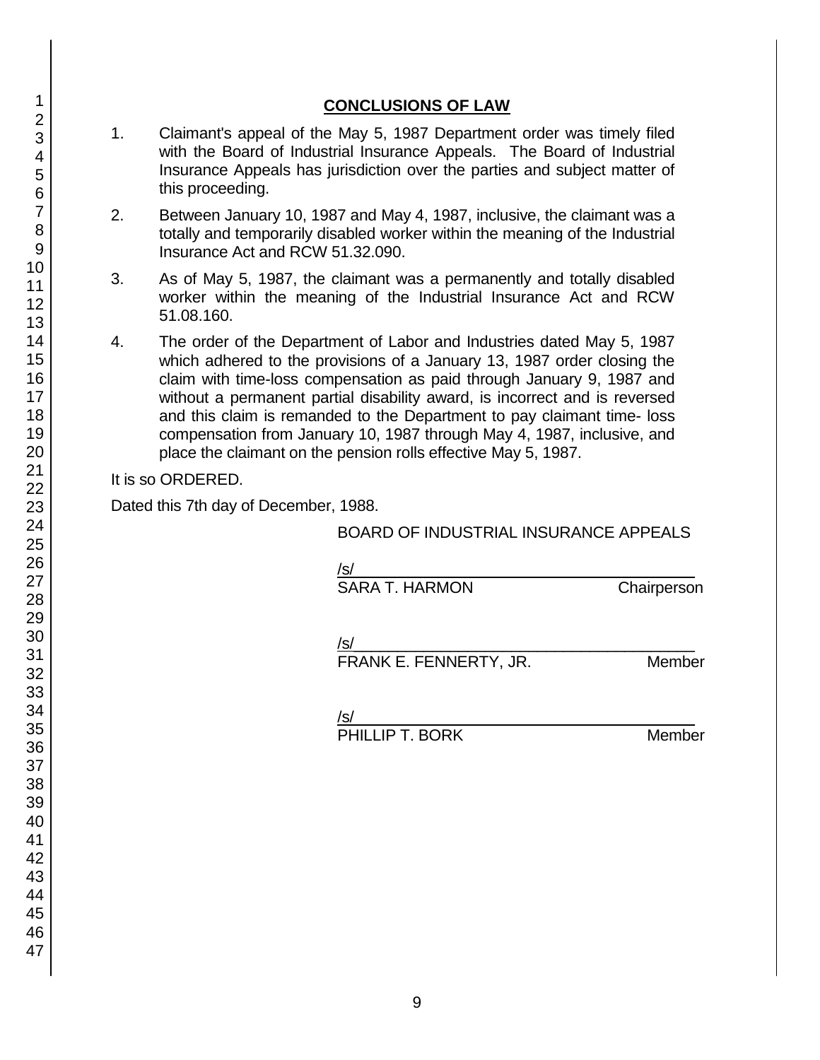## CONCLUSIONS OF LAW

1. Claimant's appeal of the May 5, 1987 Department order was timely filed with the Board of Industrial Insurance Appeals. The Board of Industrial Insurance Appeals has jurisdiction over the parties and subject matter of this proceeding.

2. Between January 10, 1987 and May 4, 1987, inclusive, the claimant was a totally and temporarily disabled worker within the meaning of the Industrial Insurance Act and RCW 51.32.090.

3. As of May 5, 1987, the claimant was a permanently and totally disabled worker within the meaning of the Industrial Insurance Act and RCW 51.08.160.

4. The order of the Department of Labor and Industries dated May 5, 1987 which adhered to the provisions of a January 13, 1987 order closing the claim with time-loss compensation as paid through January 9, 1987 and without a permanent partial disability award, is incorrect and is reversed and this claim is remanded to the Department to pay claimant time- loss compensation from January 10, 1987 through May 4, 1987, inclusive, and place the claimant on the pension rolls effective May 5, 1987.

It is so ORDERED.

Dated this 7th day of December, 1988.

BOARD OF INDUSTRIAL INSURANCE APPEALS

/s/
SARA T. HARMON Chairperson

/s/
FRANK E. FENNERTY, JR. Member

/s/
PHILLIP T. BORK Member